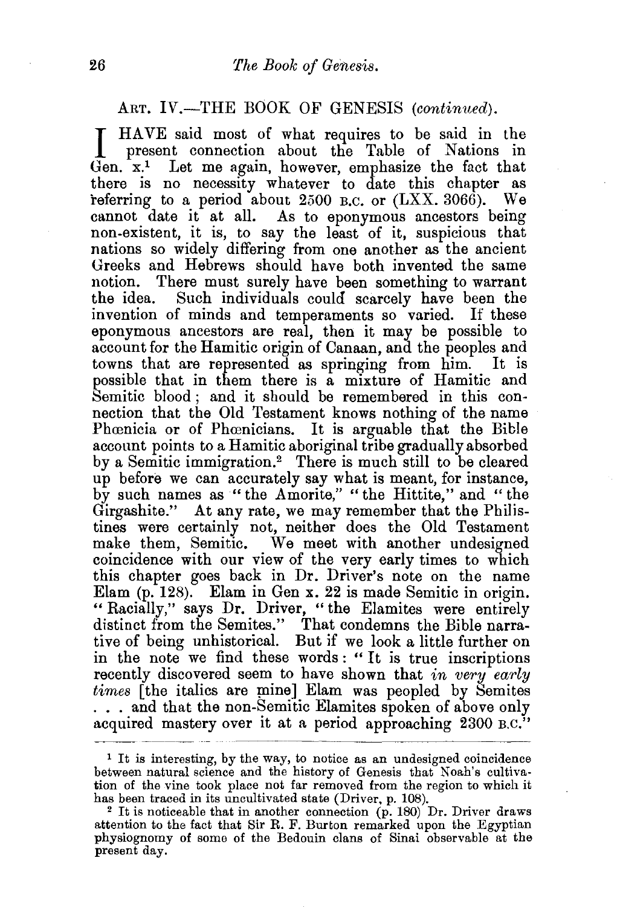## ART. IV.—THE BOOK OF GENESIS (*continued*).

I HAVE said most of what requires to be said in the present connection about the Table of Nations in Gen. x.[1] Let me again, however, emphasize the fact that there is no necessity whatever to date this chapter as referring to a period about 2500 B.C. or (LXX. 3066). We cannot date it at all. As to eponymous ancestors being non-existent, it is, to say the least of it, suspicious that nations so widely differing from one another as the ancient Greeks and Hebrews should have both invented the same notion. There must surely have been something to warrant the idea. Such individuals could scarcely have been the invention of minds and temperaments so varied. If these eponymous ancestors are real, then it may be possible to account for the Hamitic origin of Canaan, and the peoples and towns that are represented as springing from him. It is possible that in them there is a mixture of Hamitic and Semitic blood; and it should be remembered in this connection that the Old Testament knows nothing of the name Phœnicia or of Phœnicians. It is arguable that the Bible account points to a Hamitic aboriginal tribe gradually absorbed by a Semitic immigration.[2] There is much still to be cleared up before we can accurately say what is meant, for instance, by such names as "the Amorite," "the Hittite," and "the Girgashite." At any rate, we may remember that the Philistines were certainly not, neither does the Old Testament make them, Semitic. We meet with another undesigned coincidence with our view of the very early times to which this chapter goes back in Dr. Driver's note on the name Elam (p. 128). Elam in Gen x. 22 is made Semitic in origin. "Racially," says Dr. Driver, "the Elamites were entirely distinct from the Semites." That condemns the Bible narrative of being unhistorical. But if we look a little further on in the note we find these words: "It is true inscriptions recently discovered seem to have shown that *in very early times* [the italics are mine] Elam was peopled by Semites . . . and that the non-Semitic Elamites spoken of above only acquired mastery over it at a period approaching 2300 B.C."

---

[1] It is interesting, by the way, to notice as an undesigned coincidence between natural science and the history of Genesis that Noah's cultivation of the vine took place not far removed from the region to which it has been traced in its uncultivated state (Driver, p. 108).

[2] It is noticeable that in another connection (p. 180) Dr. Driver draws attention to the fact that Sir R. F. Burton remarked upon the Egyptian physiognomy of some of the Bedouin clans of Sinai observable at the present day.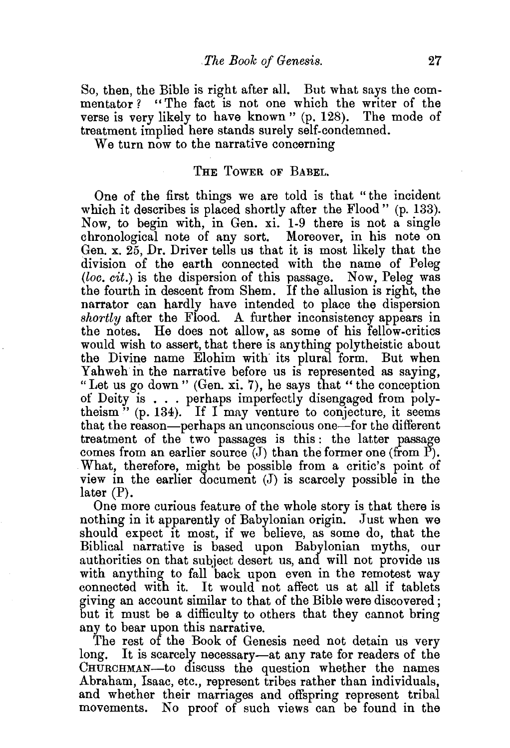So, then, the Bible is right after all. But what says the commentator? "The fact is not one which the writer of the verse is very likely to have known" (p. 128). The mode of treatment implied here stands surely self-condemned.

We turn now to the narrative concerning

## The Tower of Babel.

One of the first things we are told is that "the incident which it describes is placed shortly after the Flood" (p. 133). Now, to begin with, in Gen. xi. 1-9 there is not a single chronological note of any sort. Moreover, in his note on Gen. x. 25, Dr. Driver tells us that it is most likely that the division of the earth connected with the name of Peleg (*loc. cit.*) is the dispersion of this passage. Now, Peleg was the fourth in descent from Shem. If the allusion is right, the narrator can hardly have intended to place the dispersion *shortly* after the Flood. A further inconsistency appears in the notes. He does not allow, as some of his fellow-critics would wish to assert, that there is anything polytheistic about the Divine name Elohim with its plural form. But when Yahweh in the narrative before us is represented as saying, "Let us go down" (Gen. xi. 7), he says that "the conception of Deity is . . . perhaps imperfectly disengaged from polytheism" (p. 134). If I may venture to conjecture, it seems that the reason—perhaps an unconscious one—for the different treatment of the two passages is this: the latter passage comes from an earlier source (J) than the former one (from P). What, therefore, might be possible from a critic's point of view in the earlier document (J) is scarcely possible in the later (P).

One more curious feature of the whole story is that there is nothing in it apparently of Babylonian origin. Just when we should expect it most, if we believe, as some do, that the Biblical narrative is based upon Babylonian myths, our authorities on that subject desert us, and will not provide us with anything to fall back upon even in the remotest way connected with it. It would not affect us at all if tablets giving an account similar to that of the Bible were discovered; but it must be a difficulty to others that they cannot bring any to bear upon this narrative.

The rest of the Book of Genesis need not detain us very long. It is scarcely necessary—at any rate for readers of the Churchman—to discuss the question whether the names Abraham, Isaac, etc., represent tribes rather than individuals, and whether their marriages and offspring represent tribal movements. No proof of such views can be found in the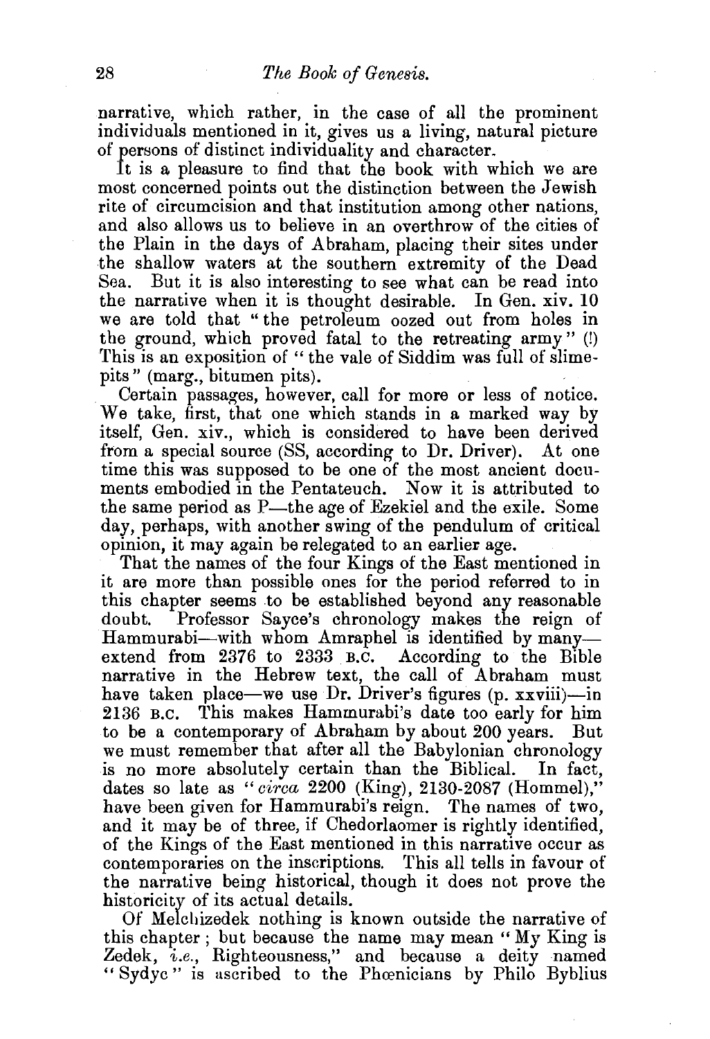narrative, which rather, in the case of all the prominent individuals mentioned in it, gives us a living, natural picture of persons of distinct individuality and character.

It is a pleasure to find that the book with which we are most concerned points out the distinction between the Jewish rite of circumcision and that institution among other nations, and also allows us to believe in an overthrow of the cities of the Plain in the days of Abraham, placing their sites under the shallow waters at the southern extremity of the Dead Sea. But it is also interesting to see what can be read into the narrative when it is thought desirable. In Gen. xiv. 10 we are told that "the petroleum oozed out from holes in the ground, which proved fatal to the retreating army" (!) This is an exposition of "the vale of Siddim was full of slime-pits" (marg., bitumen pits).

Certain passages, however, call for more or less of notice. We take, first, that one which stands in a marked way by itself, Gen. xiv., which is considered to have been derived from a special source (SS, according to Dr. Driver). At one time this was supposed to be one of the most ancient documents embodied in the Pentateuch. Now it is attributed to the same period as P—the age of Ezekiel and the exile. Some day, perhaps, with another swing of the pendulum of critical opinion, it may again be relegated to an earlier age.

That the names of the four Kings of the East mentioned in it are more than possible ones for the period referred to in this chapter seems to be established beyond any reasonable doubt. Professor Sayce's chronology makes the reign of Hammurabi—with whom Amraphel is identified by many—extend from 2376 to 2333 B.C. According to the Bible narrative in the Hebrew text, the call of Abraham must have taken place—we use Dr. Driver's figures (p. xxviii)—in 2136 B.C. This makes Hammurabi's date too early for him to be a contemporary of Abraham by about 200 years. But we must remember that after all the Babylonian chronology is no more absolutely certain than the Biblical. In fact, dates so late as "*circa* 2200 (King), 2130-2087 (Hommel)," have been given for Hammurabi's reign. The names of two, and it may be of three, if Chedorlaomer is rightly identified, of the Kings of the East mentioned in this narrative occur as contemporaries on the inscriptions. This all tells in favour of the narrative being historical, though it does not prove the historicity of its actual details.

Of Melchizedek nothing is known outside the narrative of this chapter; but because the name may mean "My King is Zedek, *i.e.*, Righteousness," and because a deity named "Sydyc" is ascribed to the Phœnicians by Philo Byblius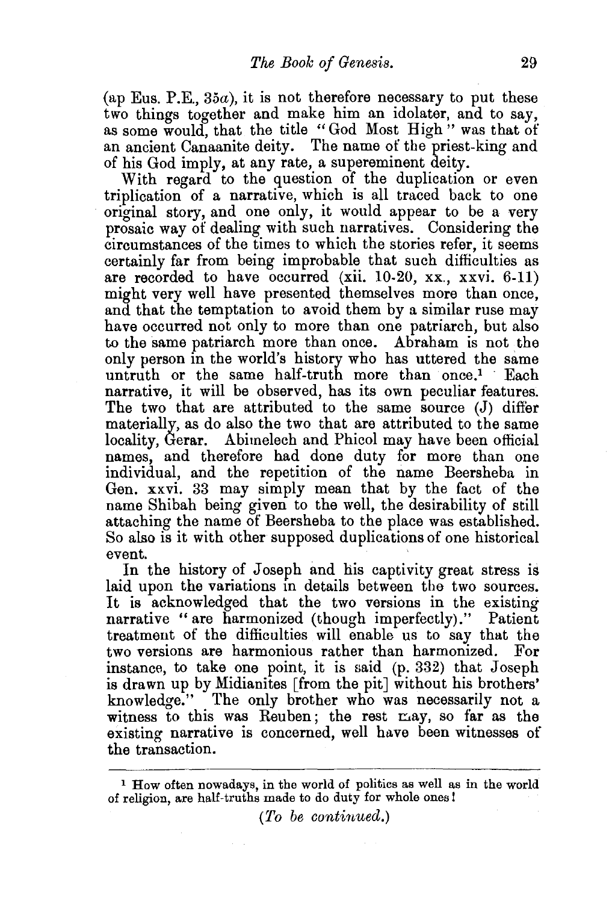(ap Eus. P.E., 35*a*), it is not therefore necessary to put these two things together and make him an idolater, and to say, as some would, that the title "God Most High" was that of an ancient Canaanite deity. The name of the priest-king and of his God imply, at any rate, a supereminent deity.

With regard to the question of the duplication or even triplication of a narrative, which is all traced back to one original story, and one only, it would appear to be a very prosaic way of dealing with such narratives. Considering the circumstances of the times to which the stories refer, it seems certainly far from being improbable that such difficulties as are recorded to have occurred (xii. 10-20, xx., xxvi. 6-11) might very well have presented themselves more than once, and that the temptation to avoid them by a similar ruse may have occurred not only to more than one patriarch, but also to the same patriarch more than once. Abraham is not the only person in the world's history who has uttered the same untruth or the same half-truth more than once.[1] Each narrative, it will be observed, has its own peculiar features. The two that are attributed to the same source (J) differ materially, as do also the two that are attributed to the same locality, Gerar. Abimelech and Phicol may have been official names, and therefore had done duty for more than one individual, and the repetition of the name Beersheba in Gen. xxvi. 33 may simply mean that by the fact of the name Shibah being given to the well, the desirability of still attaching the name of Beersheba to the place was established. So also is it with other supposed duplications of one historical event.

In the history of Joseph and his captivity great stress is laid upon the variations in details between the two sources. It is acknowledged that the two versions in the existing narrative "are harmonized (though imperfectly)." Patient treatment of the difficulties will enable us to say that the two versions are harmonious rather than harmonized. For instance, to take one point, it is said (p. 332) that Joseph is drawn up by Midianites [from the pit] without his brothers' knowledge." The only brother who was necessarily not a witness to this was Reuben; the rest may, so far as the existing narrative is concerned, well have been witnesses of the transaction.

[1] How often nowadays, in the world of politics as well as in the world of religion, are half-truths made to do duty for whole ones!

*(To be continued.)*